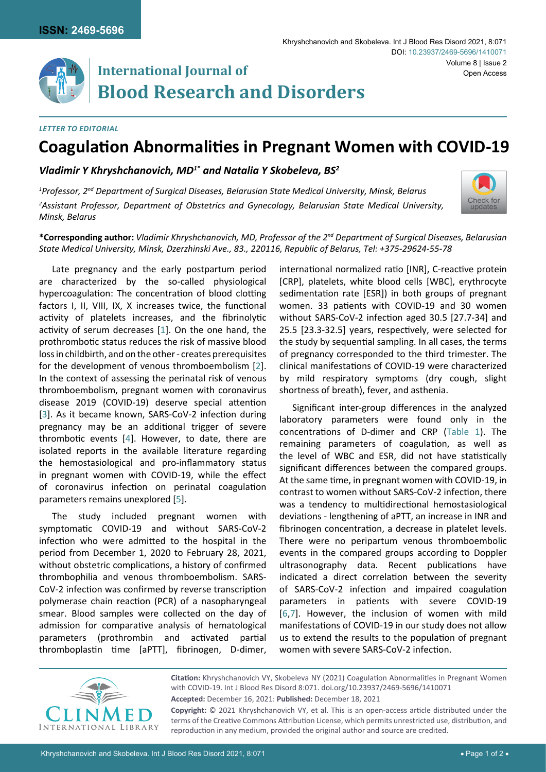**ISSN: 2469-5696**

# International Journal of Blood Research and Disorders

*LETTER TO EDITORIAL*

# Coagulation Abnormalities in Pregnant Women with COVID-19

***Vladimir Y Khryshchanovich, MD[1]\* and Natalia Y Skobeleva, BS[2]***

*[1]Professor, 2nd Department of Surgical Diseases, Belarusian State Medical University, Minsk, Belarus*

*[2]Assistant Professor, Department of Obstetrics and Gynecology, Belarusian State Medical University, Minsk, Belarus*

**\*Corresponding author:** *Vladimir Khryshchanovich, MD, Professor of the 2nd Department of Surgical Diseases, Belarusian State Medical University, Minsk, Dzerzhinski Ave., 83., 220116, Republic of Belarus, Tel: +375-29624-55-78*

Late pregnancy and the early postpartum period are characterized by the so-called physiological hypercoagulation: The concentration of blood clotting factors I, II, VIII, IX, X increases twice, the functional activity of platelets increases, and the fibrinolytic activity of serum decreases [1]. On the one hand, the prothrombotic status reduces the risk of massive blood loss in childbirth, and on the other - creates prerequisites for the development of venous thromboembolism [2]. In the context of assessing the perinatal risk of venous thromboembolism, pregnant women with coronavirus disease 2019 (COVID-19) deserve special attention [3]. As it became known, SARS-CoV-2 infection during pregnancy may be an additional trigger of severe thrombotic events [4]. However, to date, there are isolated reports in the available literature regarding the hemostasiological and pro-inflammatory status in pregnant women with COVID-19, while the effect of coronavirus infection on perinatal coagulation parameters remains unexplored [5].

The study included pregnant women with symptomatic COVID-19 and without SARS-CoV-2 infection who were admitted to the hospital in the period from December 1, 2020 to February 28, 2021, without obstetric complications, a history of confirmed thrombophilia and venous thromboembolism. SARS-CoV-2 infection was confirmed by reverse transcription polymerase chain reaction (PCR) of a nasopharyngeal smear. Blood samples were collected on the day of admission for comparative analysis of hematological parameters (prothrombin and activated partial thromboplastin time [aPTT], fibrinogen, D-dimer, international normalized ratio [INR], C-reactive protein [CRP], platelets, white blood cells [WBC], erythrocyte sedimentation rate [ESR]) in both groups of pregnant women. 33 patients with COVID-19 and 30 women without SARS-CoV-2 infection aged 30.5 [27.7-34] and 25.5 [23.3-32.5] years, respectively, were selected for the study by sequential sampling. In all cases, the terms of pregnancy corresponded to the third trimester. The clinical manifestations of COVID-19 were characterized by mild respiratory symptoms (dry cough, slight shortness of breath), fever, and asthenia.

Significant inter-group differences in the analyzed laboratory parameters were found only in the concentrations of D-dimer and CRP (Table 1). The remaining parameters of coagulation, as well as the level of WBC and ESR, did not have statistically significant differences between the compared groups. At the same time, in pregnant women with COVID-19, in contrast to women without SARS-CoV-2 infection, there was a tendency to multidirectional hemostasiological deviations - lengthening of aPTT, an increase in INR and fibrinogen concentration, a decrease in platelet levels. There were no peripartum venous thromboembolic events in the compared groups according to Doppler ultrasonography data. Recent publications have indicated a direct correlation between the severity of SARS-CoV-2 infection and impaired coagulation parameters in patients with severe COVID-19 [6,7]. However, the inclusion of women with mild manifestations of COVID-19 in our study does not allow us to extend the results to the population of pregnant women with severe SARS-CoV-2 infection.

**Citation:** Khryshchanovich VY, Skobeleva NY (2021) Coagulation Abnormalities in Pregnant Women with COVID-19. Int J Blood Res Disord 8:071. doi.org/10.23937/2469-5696/1410071

**Accepted:** December 16, 2021: **Published:** December 18, 2021

**Copyright:** © 2021 Khryshchanovich VY, et al. This is an open-access article distributed under the terms of the Creative Commons Attribution License, which permits unrestricted use, distribution, and reproduction in any medium, provided the original author and source are credited.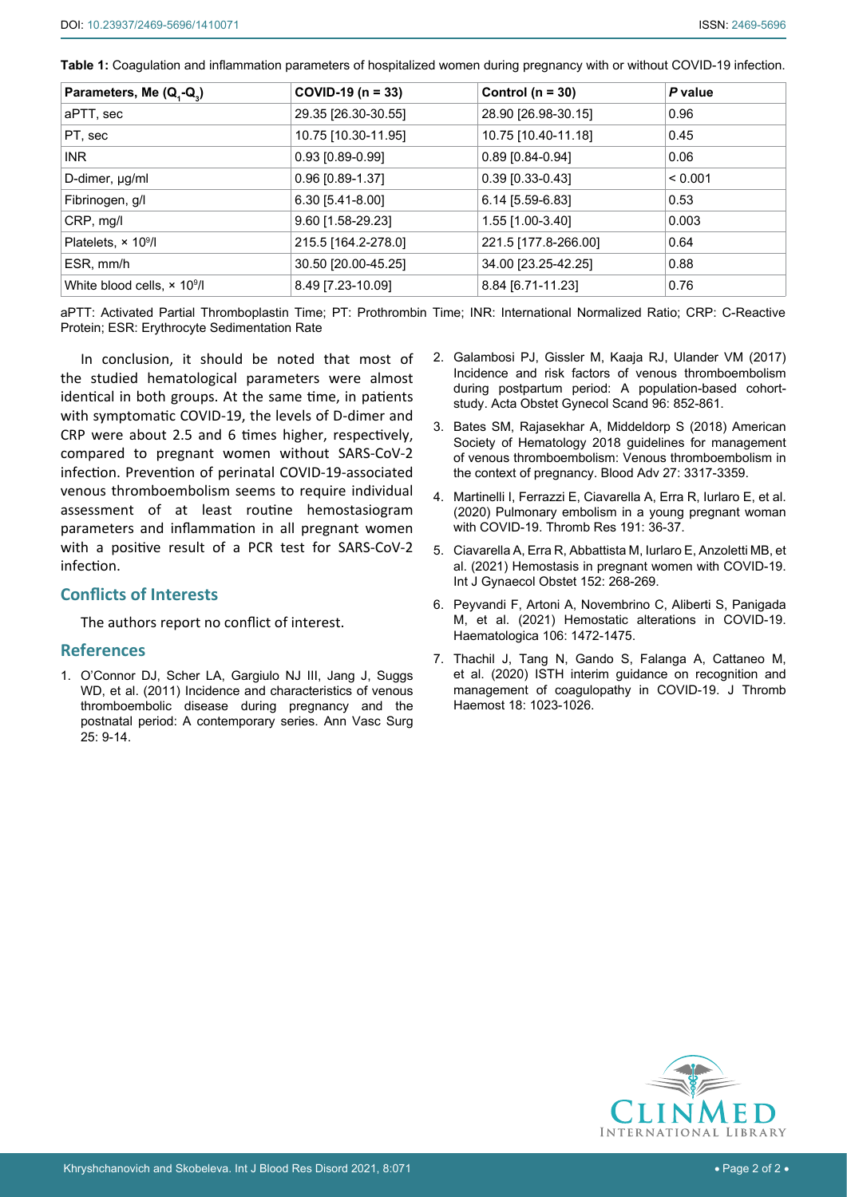**Table 1:** Coagulation and inflammation parameters of hospitalized women during pregnancy with or without COVID-19 infection.

| Parameters, Me ($Q_1$-$Q_3$) | COVID-19 (n = 33) | Control (n = 30) | *P* value |
|---|---|---|---|
| aPTT, sec | 29.35 [26.30-30.55] | 28.90 [26.98-30.15] | 0.96 |
| PT, sec | 10.75 [10.30-11.95] | 10.75 [10.40-11.18] | 0.45 |
| INR | 0.93 [0.89-0.99] | 0.89 [0.84-0.94] | 0.06 |
| D-dimer, μg/ml | 0.96 [0.89-1.37] | 0.39 [0.33-0.43] | < 0.001 |
| Fibrinogen, g/l | 6.30 [5.41-8.00] | 6.14 [5.59-6.83] | 0.53 |
| CRP, mg/l | 9.60 [1.58-29.23] | 1.55 [1.00-3.40] | 0.003 |
| Platelets, × $10^9$/l | 215.5 [164.2-278.0] | 221.5 [177.8-266.00] | 0.64 |
| ESR, mm/h | 30.50 [20.00-45.25] | 34.00 [23.25-42.25] | 0.88 |
| White blood cells, × $10^9$/l | 8.49 [7.23-10.09] | 8.84 [6.71-11.23] | 0.76 |

aPTT: Activated Partial Thromboplastin Time; PT: Prothrombin Time; INR: International Normalized Ratio; CRP: C-Reactive Protein; ESR: Erythrocyte Sedimentation Rate

In conclusion, it should be noted that most of the studied hematological parameters were almost identical in both groups. At the same time, in patients with symptomatic COVID-19, the levels of D-dimer and CRP were about 2.5 and 6 times higher, respectively, compared to pregnant women without SARS-CoV-2 infection. Prevention of perinatal COVID-19-associated venous thromboembolism seems to require individual assessment of at least routine hemostasiogram parameters and inflammation in all pregnant women with a positive result of a PCR test for SARS-CoV-2 infection.

## Conflicts of Interests

The authors report no conflict of interest.

## References

1. O'Connor DJ, Scher LA, Gargiulo NJ III, Jang J, Suggs WD, et al. (2011) Incidence and characteristics of venous thromboembolic disease during pregnancy and the postnatal period: A contemporary series. Ann Vasc Surg 25: 9-14.
2. Galambosi PJ, Gissler M, Kaaja RJ, Ulander VM (2017) Incidence and risk factors of venous thromboembolism during postpartum period: A population-based cohort-study. Acta Obstet Gynecol Scand 96: 852-861.
3. Bates SM, Rajasekhar A, Middeldorp S (2018) American Society of Hematology 2018 guidelines for management of venous thromboembolism: Venous thromboembolism in the context of pregnancy. Blood Adv 27: 3317-3359.
4. Martinelli I, Ferrazzi E, Ciavarella A, Erra R, Iurlaro E, et al. (2020) Pulmonary embolism in a young pregnant woman with COVID-19. Thromb Res 191: 36-37.
5. Ciavarella A, Erra R, Abbattista M, Iurlaro E, Anzoletti MB, et al. (2021) Hemostasis in pregnant women with COVID-19. Int J Gynaecol Obstet 152: 268-269.
6. Peyvandi F, Artoni A, Novembrino C, Aliberti S, Panigada M, et al. (2021) Hemostatic alterations in COVID-19. Haematologica 106: 1472-1475.
7. Thachil J, Tang N, Gando S, Falanga A, Cattaneo M, et al. (2020) ISTH interim guidance on recognition and management of coagulopathy in COVID-19. J Thromb Haemost 18: 1023-1026.